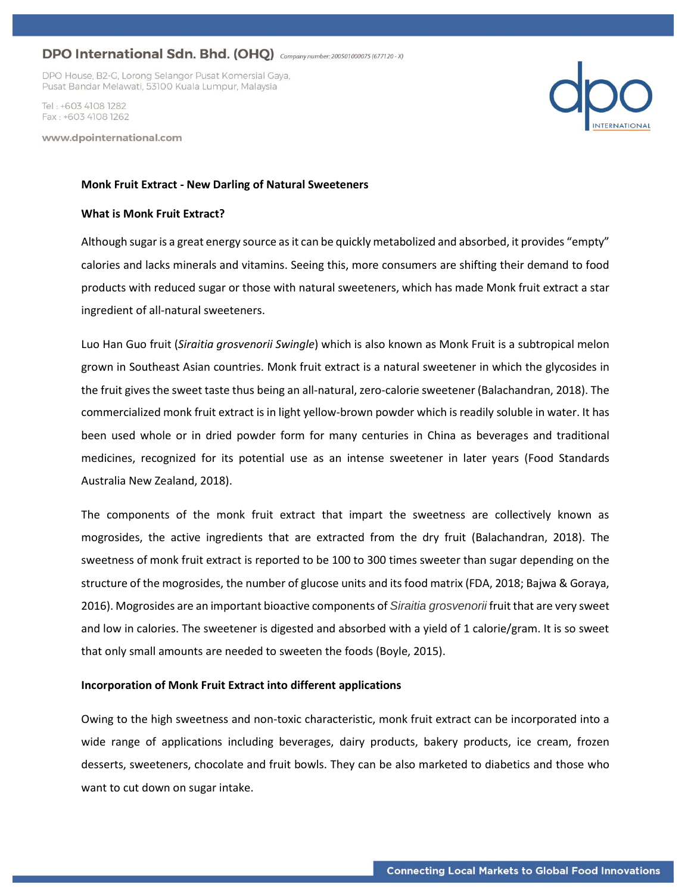**Monk Fruit Extract - New Darling of Natural Sweeteners**

**What is Monk Fruit Extract?**

Although sugar is a great energy source as it can be quickly metabolized and absorbed, it provides "empty" calories and lacks minerals and vitamins. Seeing this, more consumers are shifting their demand to food products with reduced sugar or those with natural sweeteners, which has made Monk fruit extract a star ingredient of all-natural sweeteners.

Luo Han Guo fruit (*Siraitia grosvenorii Swingle*) which is also known as Monk Fruit is a subtropical melon grown in Southeast Asian countries. Monk fruit extract is a natural sweetener in which the glycosides in the fruit gives the sweet taste thus being an all-natural, zero-calorie sweetener (Balachandran, 2018). The commercialized monk fruit extract is in light yellow-brown powder which is readily soluble in water. It has been used whole or in dried powder form for many centuries in China as beverages and traditional medicines, recognized for its potential use as an intense sweetener in later years (Food Standards Australia New Zealand, 2018).

The components of the monk fruit extract that impart the sweetness are collectively known as mogrosides, the active ingredients that are extracted from the dry fruit (Balachandran, 2018). The sweetness of monk fruit extract is reported to be 100 to 300 times sweeter than sugar depending on the structure of the mogrosides, the number of glucose units and its food matrix (FDA, 2018; Bajwa & Goraya, 2016). Mogrosides are an important bioactive components of *Siraitia grosvenorii* fruit that are very sweet and low in calories. The sweetener is digested and absorbed with a yield of 1 calorie/gram. It is so sweet that only small amounts are needed to sweeten the foods (Boyle, 2015).

**Incorporation of Monk Fruit Extract into different applications**

Owing to the high sweetness and non-toxic characteristic, monk fruit extract can be incorporated into a wide range of applications including beverages, dairy products, bakery products, ice cream, frozen desserts, sweeteners, chocolate and fruit bowls. They can be also marketed to diabetics and those who want to cut down on sugar intake.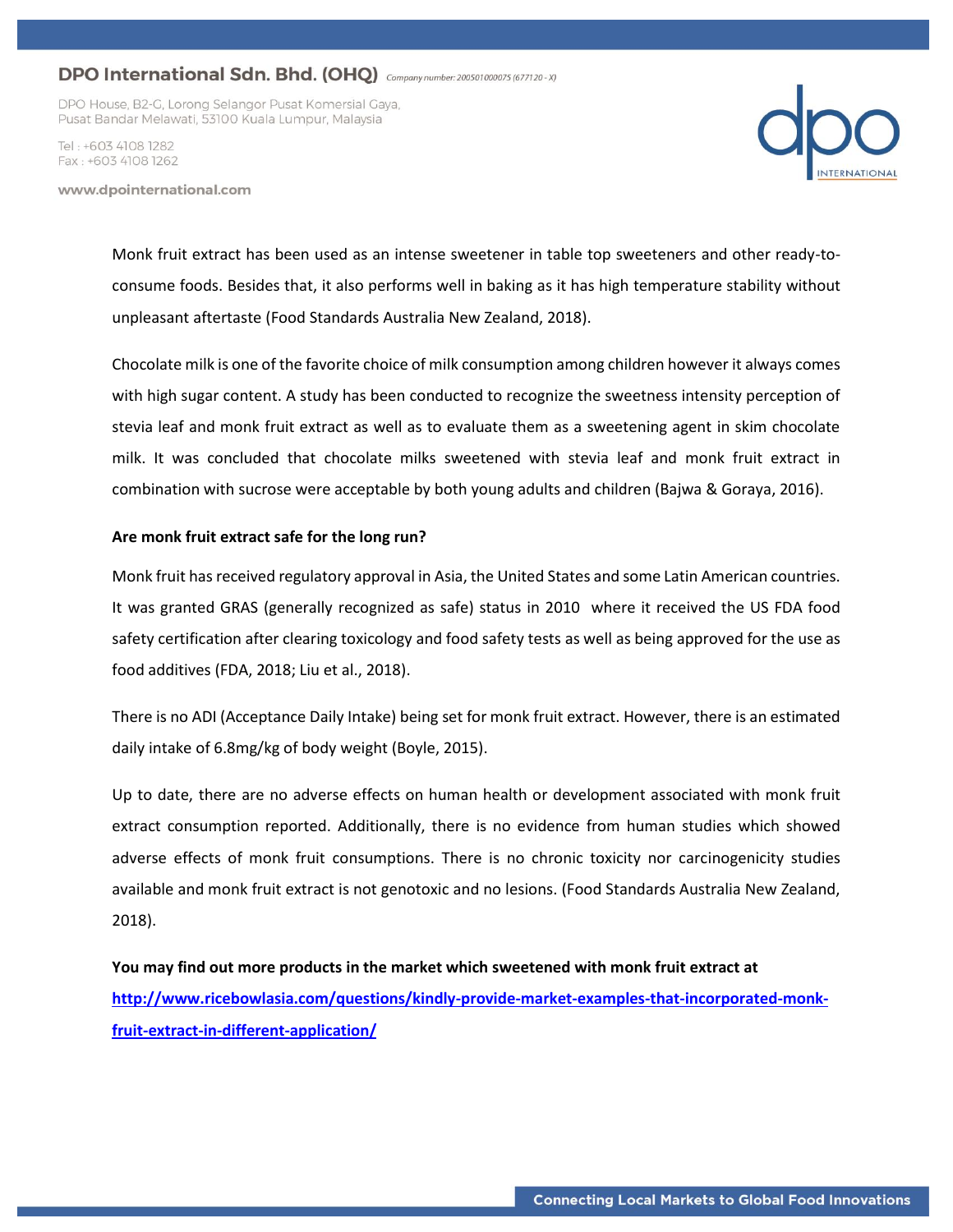Monk fruit extract has been used as an intense sweetener in table top sweeteners and other ready-to-consume foods. Besides that, it also performs well in baking as it has high temperature stability without unpleasant aftertaste (Food Standards Australia New Zealand, 2018).

Chocolate milk is one of the favorite choice of milk consumption among children however it always comes with high sugar content. A study has been conducted to recognize the sweetness intensity perception of stevia leaf and monk fruit extract as well as to evaluate them as a sweetening agent in skim chocolate milk. It was concluded that chocolate milks sweetened with stevia leaf and monk fruit extract in combination with sucrose were acceptable by both young adults and children (Bajwa & Goraya, 2016).

**Are monk fruit extract safe for the long run?**

Monk fruit has received regulatory approval in Asia, the United States and some Latin American countries. It was granted GRAS (generally recognized as safe) status in 2010 where it received the US FDA food safety certification after clearing toxicology and food safety tests as well as being approved for the use as food additives (FDA, 2018; Liu et al., 2018).

There is no ADI (Acceptance Daily Intake) being set for monk fruit extract. However, there is an estimated daily intake of 6.8mg/kg of body weight (Boyle, 2015).

Up to date, there are no adverse effects on human health or development associated with monk fruit extract consumption reported. Additionally, there is no evidence from human studies which showed adverse effects of monk fruit consumptions. There is no chronic toxicity nor carcinogenicity studies available and monk fruit extract is not genotoxic and no lesions. (Food Standards Australia New Zealand, 2018).

**You may find out more products in the market which sweetened with monk fruit extract at [http://www.ricebowlasia.com/questions/kindly-provide-market-examples-that-incorporated-monk-fruit-extract-in-different-application/](http://www.ricebowlasia.com/questions/kindly-provide-market-examples-that-incorporated-monk-fruit-extract-in-different-application/)**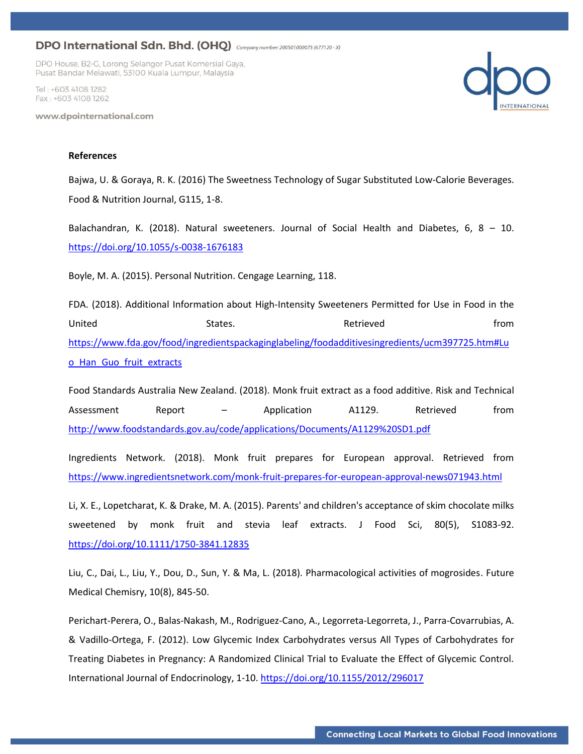**References**

Bajwa, U. & Goraya, R. K. (2016) The Sweetness Technology of Sugar Substituted Low-Calorie Beverages. Food & Nutrition Journal, G115, 1-8.

Balachandran, K. (2018). Natural sweeteners. Journal of Social Health and Diabetes, 6, 8 – 10. https://doi.org/10.1055/s-0038-1676183

Boyle, M. A. (2015). Personal Nutrition. Cengage Learning, 118.

FDA. (2018). Additional Information about High-Intensity Sweeteners Permitted for Use in Food in the United States. Retrieved from https://www.fda.gov/food/ingredientspackaginglabeling/foodadditivesingredients/ucm397725.htm#Luo_Han_Guo_fruit_extracts

Food Standards Australia New Zealand. (2018). Monk fruit extract as a food additive. Risk and Technical Assessment Report – Application A1129. Retrieved from http://www.foodstandards.gov.au/code/applications/Documents/A1129%20SD1.pdf

Ingredients Network. (2018). Monk fruit prepares for European approval. Retrieved from https://www.ingredientsnetwork.com/monk-fruit-prepares-for-european-approval-news071943.html

Li, X. E., Lopetcharat, K. & Drake, M. A. (2015). Parents' and children's acceptance of skim chocolate milks sweetened by monk fruit and stevia leaf extracts. J Food Sci, 80(5), S1083-92. https://doi.org/10.1111/1750-3841.12835

Liu, C., Dai, L., Liu, Y., Dou, D., Sun, Y. & Ma, L. (2018). Pharmacological activities of mogrosides. Future Medical Chemisry, 10(8), 845-50.

Perichart-Perera, O., Balas-Nakash, M., Rodriguez-Cano, A., Legorreta-Legorreta, J., Parra-Covarrubias, A. & Vadillo-Ortega, F. (2012). Low Glycemic Index Carbohydrates versus All Types of Carbohydrates for Treating Diabetes in Pregnancy: A Randomized Clinical Trial to Evaluate the Effect of Glycemic Control. International Journal of Endocrinology, 1-10. https://doi.org/10.1155/2012/296017